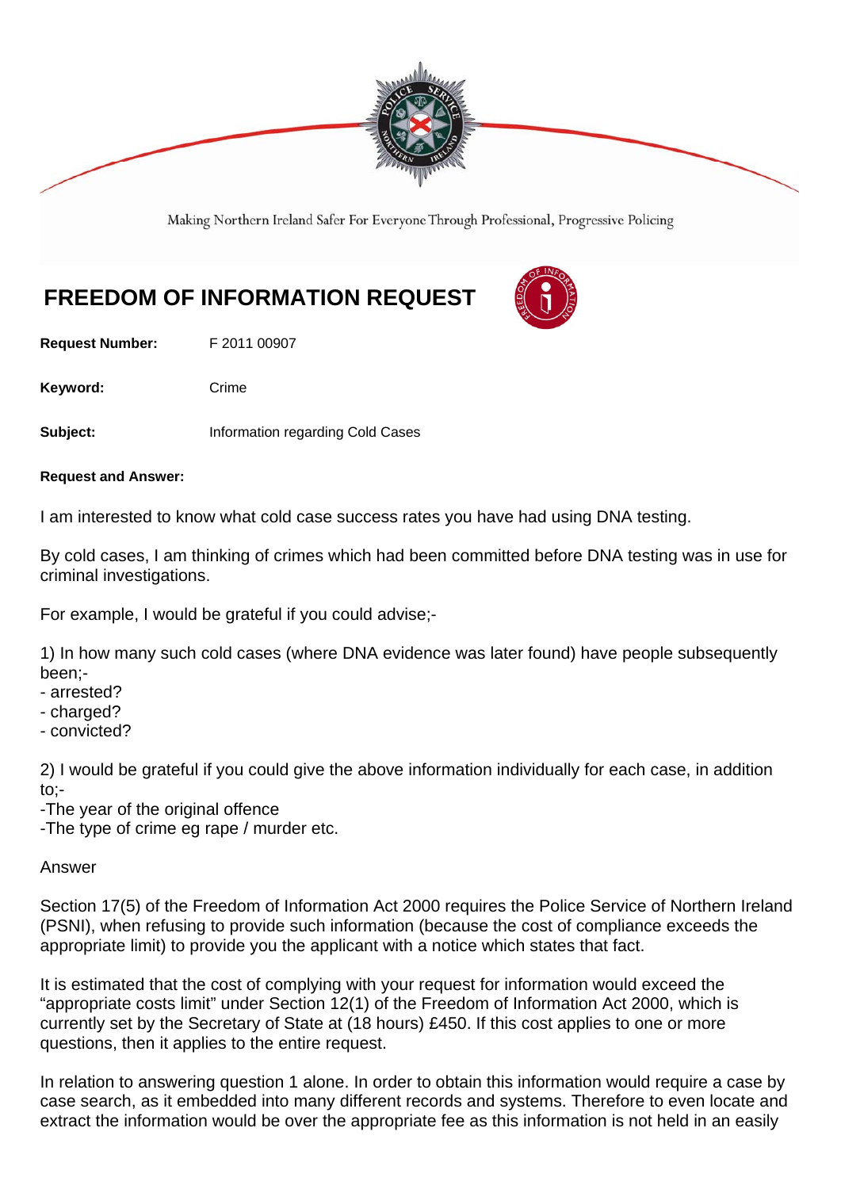Making Northern Ireland Safer For Everyone Through Professional, Progressive Policing

# FREEDOM OF INFORMATION REQUEST

**Request Number:** F 2011 00907

**Keyword:** Crime

**Subject:** Information regarding Cold Cases

**Request and Answer:**

I am interested to know what cold case success rates you have had using DNA testing.

By cold cases, I am thinking of crimes which had been committed before DNA testing was in use for criminal investigations.

For example, I would be grateful if you could advise;-

1) In how many such cold cases (where DNA evidence was later found) have people subsequently been;-
- arrested?
- charged?
- convicted?

2) I would be grateful if you could give the above information individually for each case, in addition to;-
-The year of the original offence
-The type of crime eg rape / murder etc.

Answer

Section 17(5) of the Freedom of Information Act 2000 requires the Police Service of Northern Ireland (PSNI), when refusing to provide such information (because the cost of compliance exceeds the appropriate limit) to provide you the applicant with a notice which states that fact.

It is estimated that the cost of complying with your request for information would exceed the "appropriate costs limit" under Section 12(1) of the Freedom of Information Act 2000, which is currently set by the Secretary of State at (18 hours) £450. If this cost applies to one or more questions, then it applies to the entire request.

In relation to answering question 1 alone. In order to obtain this information would require a case by case search, as it embedded into many different records and systems. Therefore to even locate and extract the information would be over the appropriate fee as this information is not held in an easily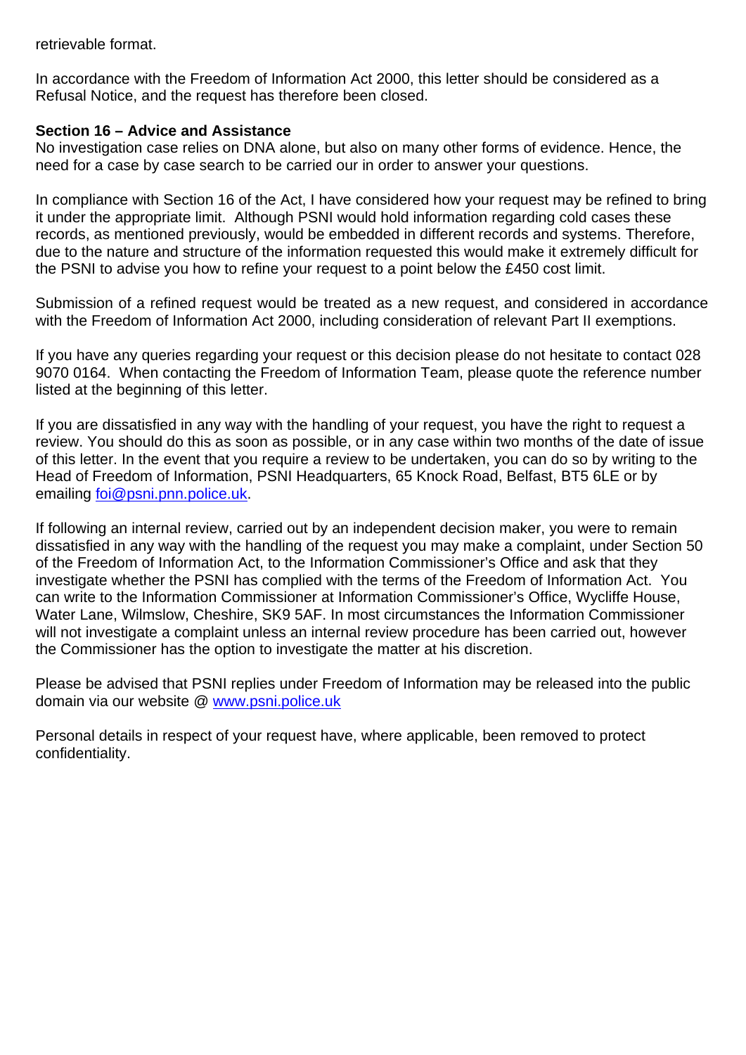retrievable format.

In accordance with the Freedom of Information Act 2000, this letter should be considered as a Refusal Notice, and the request has therefore been closed.

**Section 16 – Advice and Assistance**
No investigation case relies on DNA alone, but also on many other forms of evidence. Hence, the need for a case by case search to be carried our in order to answer your questions.

In compliance with Section 16 of the Act, I have considered how your request may be refined to bring it under the appropriate limit. Although PSNI would hold information regarding cold cases these records, as mentioned previously, would be embedded in different records and systems. Therefore, due to the nature and structure of the information requested this would make it extremely difficult for the PSNI to advise you how to refine your request to a point below the £450 cost limit.

Submission of a refined request would be treated as a new request, and considered in accordance with the Freedom of Information Act 2000, including consideration of relevant Part II exemptions.

If you have any queries regarding your request or this decision please do not hesitate to contact 028 9070 0164. When contacting the Freedom of Information Team, please quote the reference number listed at the beginning of this letter.

If you are dissatisfied in any way with the handling of your request, you have the right to request a review. You should do this as soon as possible, or in any case within two months of the date of issue of this letter. In the event that you require a review to be undertaken, you can do so by writing to the Head of Freedom of Information, PSNI Headquarters, 65 Knock Road, Belfast, BT5 6LE or by emailing foi@psni.pnn.police.uk.

If following an internal review, carried out by an independent decision maker, you were to remain dissatisfied in any way with the handling of the request you may make a complaint, under Section 50 of the Freedom of Information Act, to the Information Commissioner's Office and ask that they investigate whether the PSNI has complied with the terms of the Freedom of Information Act. You can write to the Information Commissioner at Information Commissioner's Office, Wycliffe House, Water Lane, Wilmslow, Cheshire, SK9 5AF. In most circumstances the Information Commissioner will not investigate a complaint unless an internal review procedure has been carried out, however the Commissioner has the option to investigate the matter at his discretion.

Please be advised that PSNI replies under Freedom of Information may be released into the public domain via our website @ www.psni.police.uk

Personal details in respect of your request have, where applicable, been removed to protect confidentiality.